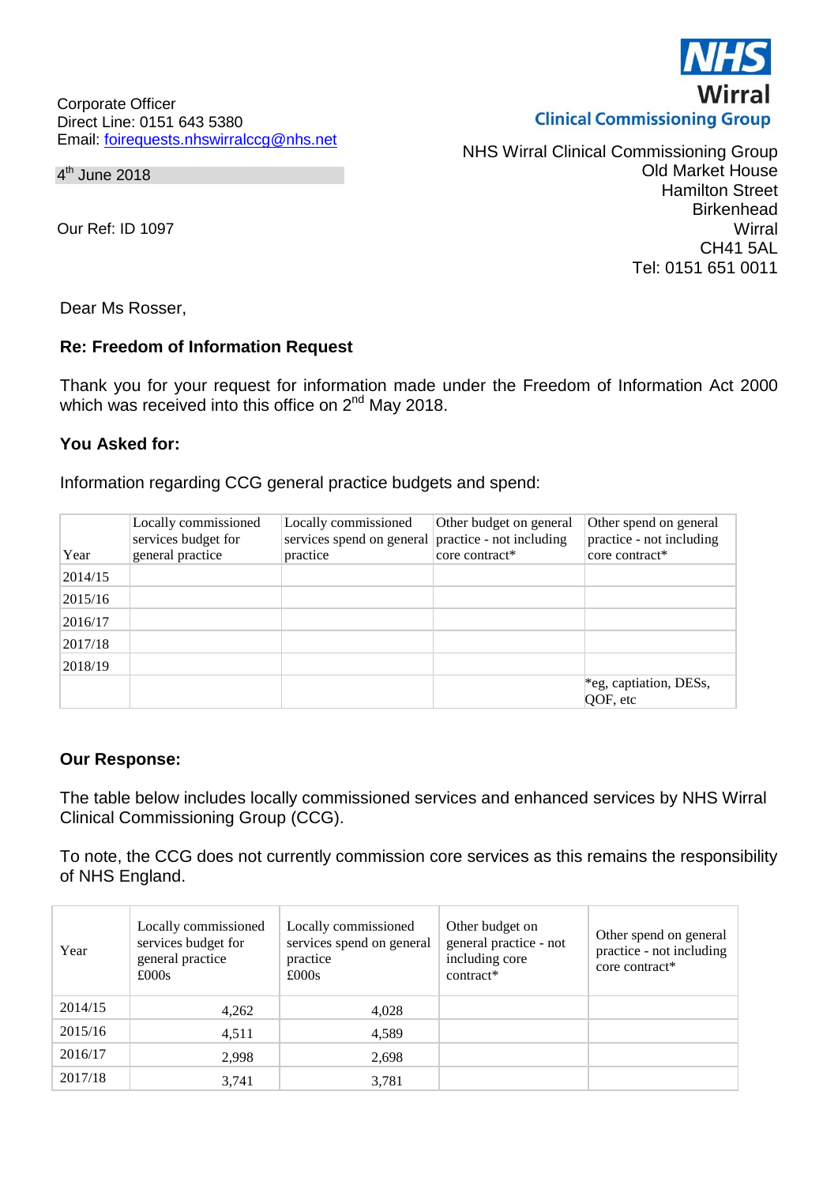Corporate Officer
Direct Line: 0151 643 5380
Email: [foirequests.nhswirralccg@nhs.net](mailto:foirequests.nhswirralccg@nhs.net)

4th June 2018

Our Ref: ID 1097

**NHS Wirral Clinical Commissioning Group**

NHS Wirral Clinical Commissioning Group
Old Market House
Hamilton Street
Birkenhead
Wirral
CH41 5AL
Tel: 0151 651 0011

Dear Ms Rosser,

**Re: Freedom of Information Request**

Thank you for your request for information made under the Freedom of Information Act 2000 which was received into this office on 2nd May 2018.

**You Asked for:**

Information regarding CCG general practice budgets and spend:

| Year | Locally commissioned services budget for general practice | Locally commissioned services spend on general practice | Other budget on general practice - not including core contract* | Other spend on general practice - not including core contract* |
|---|---|---|---|---|
| 2014/15 | | | | |
| 2015/16 | | | | |
| 2016/17 | | | | |
| 2017/18 | | | | |
| 2018/19 | | | | |
| | | | | *eg, captiation, DESs, QOF, etc |

**Our Response:**

The table below includes locally commissioned services and enhanced services by NHS Wirral Clinical Commissioning Group (CCG).

To note, the CCG does not currently commission core services as this remains the responsibility of NHS England.

| Year | Locally commissioned services budget for general practice £000s | Locally commissioned services spend on general practice £000s | Other budget on general practice - not including core contract* | Other spend on general practice - not including core contract* |
|---|---|---|---|---|
| 2014/15 | 4,262 | 4,028 | | |
| 2015/16 | 4,511 | 4,589 | | |
| 2016/17 | 2,998 | 2,698 | | |
| 2017/18 | 3,741 | 3,781 | | |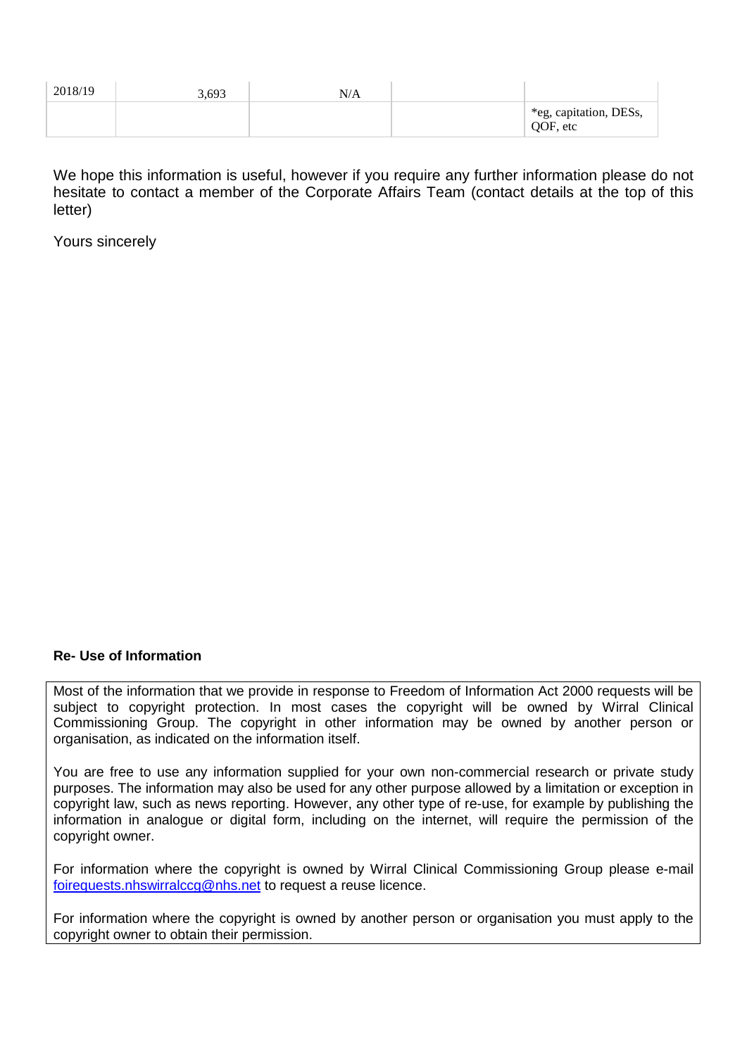| | | | | |
|---|---|---|---|---|
| 2018/19 | 3,693 | N/A | | |
| | | | | *eg, capitation, DESs, QOF, etc |

We hope this information is useful, however if you require any further information please do not hesitate to contact a member of the Corporate Affairs Team (contact details at the top of this letter)

Yours sincerely

**Re- Use of Information**

Most of the information that we provide in response to Freedom of Information Act 2000 requests will be subject to copyright protection. In most cases the copyright will be owned by Wirral Clinical Commissioning Group. The copyright in other information may be owned by another person or organisation, as indicated on the information itself.

You are free to use any information supplied for your own non-commercial research or private study purposes. The information may also be used for any other purpose allowed by a limitation or exception in copyright law, such as news reporting. However, any other type of re-use, for example by publishing the information in analogue or digital form, including on the internet, will require the permission of the copyright owner.

For information where the copyright is owned by Wirral Clinical Commissioning Group please e-mail foirequests.nhswirralccg@nhs.net to request a reuse licence.

For information where the copyright is owned by another person or organisation you must apply to the copyright owner to obtain their permission.